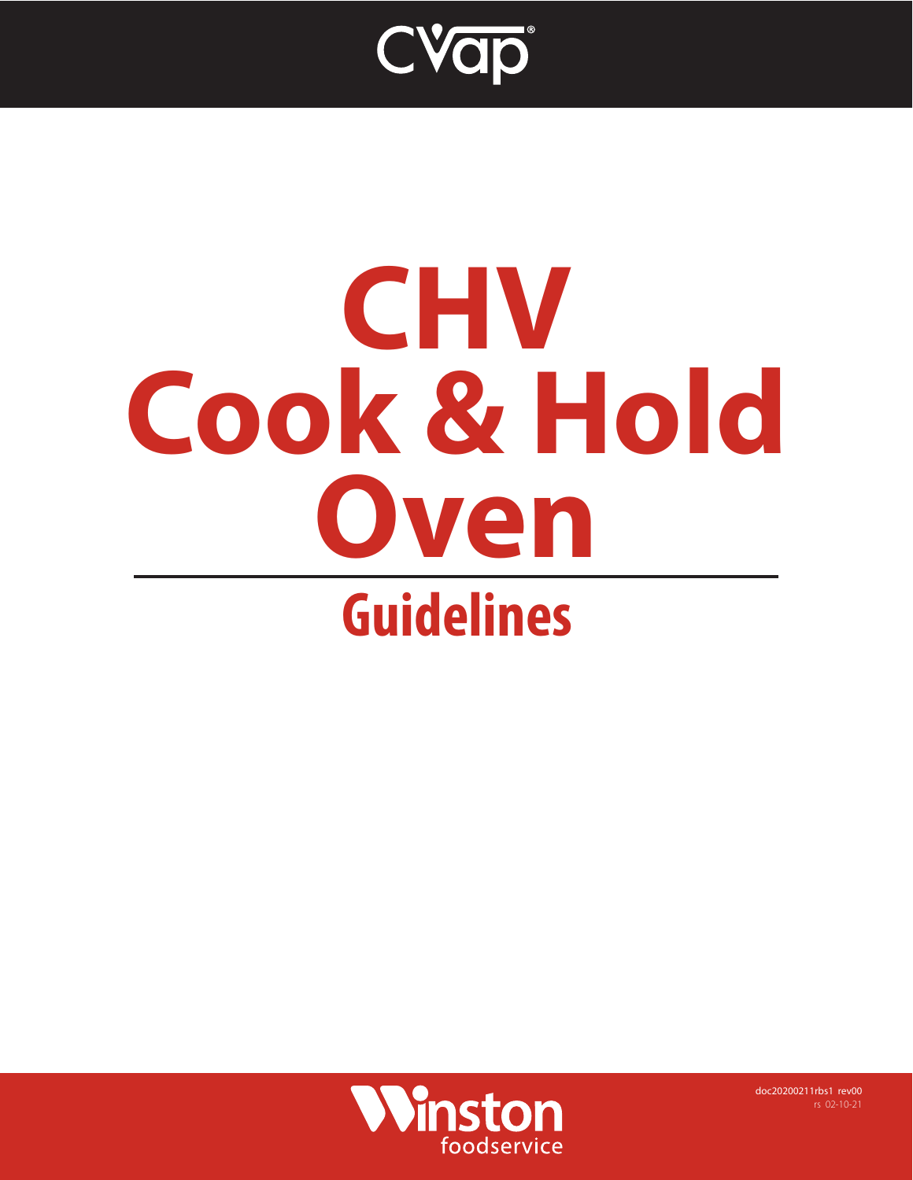CVap®

# CHV Cook & Hold Oven

## Guidelines

Winston foodservice

doc20200211rbs1 rev00
rs 02-10-21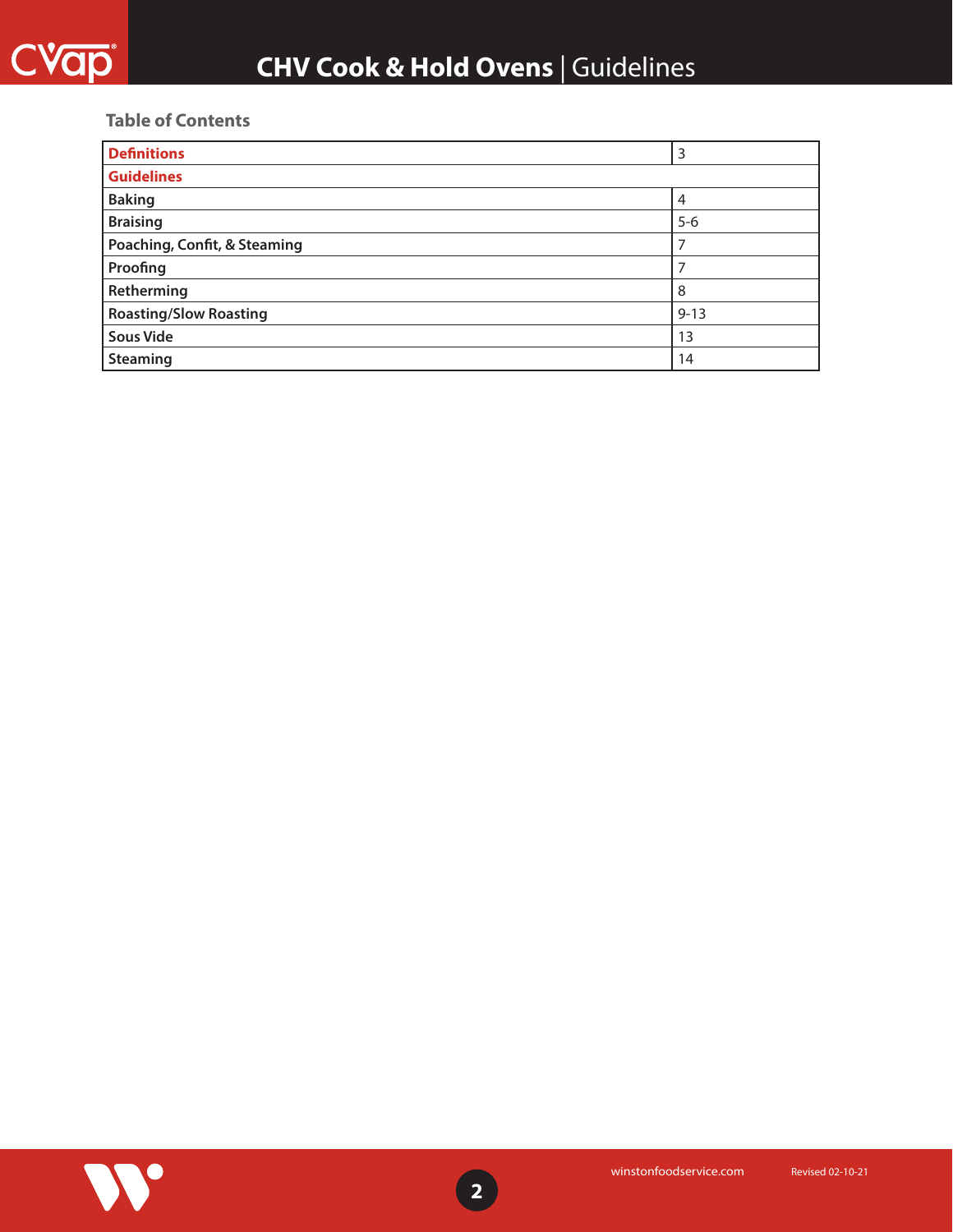## Table of Contents

| | |
|---|---|
| **Definitions** | 3 |
| **Guidelines** | |
| **Baking** | 4 |
| **Braising** | 5-6 |
| **Poaching, Confit, & Steaming** | 7 |
| **Proofing** | 7 |
| **Retherming** | 8 |
| **Roasting/Slow Roasting** | 9-13 |
| **Sous Vide** | 13 |
| **Steaming** | 14 |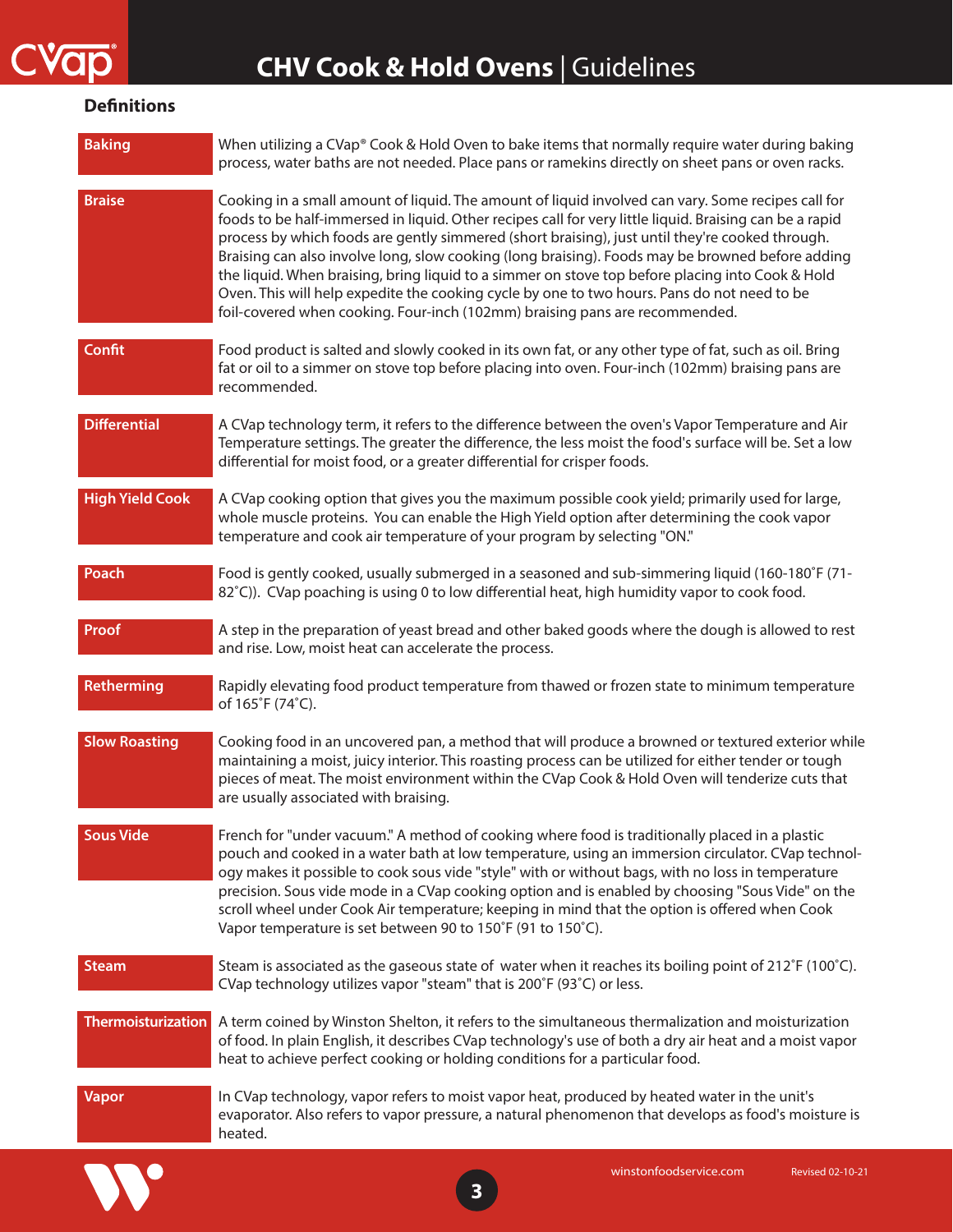## Definitions

| | |
|---|---|
| **Baking** | When utilizing a CVap® Cook & Hold Oven to bake items that normally require water during baking process, water baths are not needed. Place pans or ramekins directly on sheet pans or oven racks. |
| **Braise** | Cooking in a small amount of liquid. The amount of liquid involved can vary. Some recipes call for foods to be half-immersed in liquid. Other recipes call for very little liquid. Braising can be a rapid process by which foods are gently simmered (short braising), just until they're cooked through. Braising can also involve long, slow cooking (long braising). Foods may be browned before adding the liquid. When braising, bring liquid to a simmer on stove top before placing into Cook & Hold Oven. This will help expedite the cooking cycle by one to two hours. Pans do not need to be foil-covered when cooking. Four-inch (102mm) braising pans are recommended. |
| **Confit** | Food product is salted and slowly cooked in its own fat, or any other type of fat, such as oil. Bring fat or oil to a simmer on stove top before placing into oven. Four-inch (102mm) braising pans are recommended. |
| **Differential** | A CVap technology term, it refers to the difference between the oven's Vapor Temperature and Air Temperature settings. The greater the difference, the less moist the food's surface will be. Set a low differential for moist food, or a greater differential for crisper foods. |
| **High Yield Cook** | A CVap cooking option that gives you the maximum possible cook yield; primarily used for large, whole muscle proteins. You can enable the High Yield option after determining the cook vapor temperature and cook air temperature of your program by selecting "ON." |
| **Poach** | Food is gently cooked, usually submerged in a seasoned and sub-simmering liquid (160-180˚F (71-82˚C)). CVap poaching is using 0 to low differential heat, high humidity vapor to cook food. |
| **Proof** | A step in the preparation of yeast bread and other baked goods where the dough is allowed to rest and rise. Low, moist heat can accelerate the process. |
| **Retherming** | Rapidly elevating food product temperature from thawed or frozen state to minimum temperature of 165˚F (74˚C). |
| **Slow Roasting** | Cooking food in an uncovered pan, a method that will produce a browned or textured exterior while maintaining a moist, juicy interior. This roasting process can be utilized for either tender or tough pieces of meat. The moist environment within the CVap Cook & Hold Oven will tenderize cuts that are usually associated with braising. |
| **Sous Vide** | French for "under vacuum." A method of cooking where food is traditionally placed in a plastic pouch and cooked in a water bath at low temperature, using an immersion circulator. CVap technology makes it possible to cook sous vide "style" with or without bags, with no loss in temperature precision. Sous vide mode in a CVap cooking option and is enabled by choosing "Sous Vide" on the scroll wheel under Cook Air temperature; keeping in mind that the option is offered when Cook Vapor temperature is set between 90 to 150˚F (91 to 150˚C). |
| **Steam** | Steam is associated as the gaseous state of water when it reaches its boiling point of 212˚F (100˚C). CVap technology utilizes vapor "steam" that is 200˚F (93˚C) or less. |
| **Thermoisturization** | A term coined by Winston Shelton, it refers to the simultaneous thermalization and moisturization of food. In plain English, it describes CVap technology's use of both a dry air heat and a moist vapor heat to achieve perfect cooking or holding conditions for a particular food. |
| **Vapor** | In CVap technology, vapor refers to moist vapor heat, produced by heated water in the unit's evaporator. Also refers to vapor pressure, a natural phenomenon that develops as food's moisture is heated. |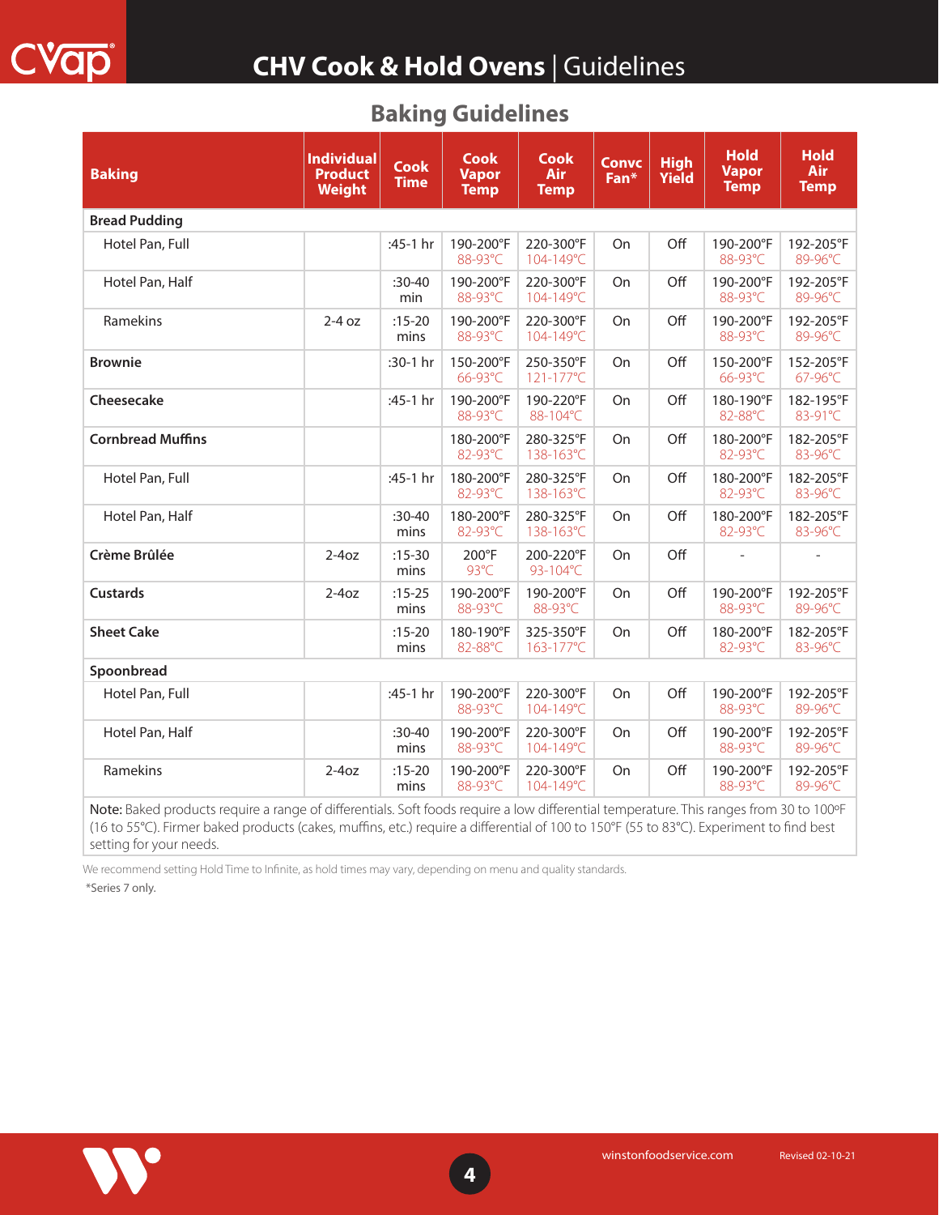# CHV Cook & Hold Ovens | Guidelines

## Baking Guidelines

| Baking | Individual Product Weight | Cook Time | Cook Vapor Temp | Cook Air Temp | Convc Fan* | High Yield | Hold Vapor Temp | Hold Air Temp |
|---|---|---|---|---|---|---|---|---|
| **Bread Pudding** | | | | | | | | |
| Hotel Pan, Full | | :45-1 hr | 190-200°F 88-93°C | 220-300°F 104-149°C | On | Off | 190-200°F 88-93°C | 192-205°F 89-96°C |
| Hotel Pan, Half | | :30-40 min | 190-200°F 88-93°C | 220-300°F 104-149°C | On | Off | 190-200°F 88-93°C | 192-205°F 89-96°C |
| Ramekins | 2-4 oz | :15-20 mins | 190-200°F 88-93°C | 220-300°F 104-149°C | On | Off | 190-200°F 88-93°C | 192-205°F 89-96°C |
| **Brownie** | | :30-1 hr | 150-200°F 66-93°C | 250-350°F 121-177°C | On | Off | 150-200°F 66-93°C | 152-205°F 67-96°C |
| **Cheesecake** | | :45-1 hr | 190-200°F 88-93°C | 190-220°F 88-104°C | On | Off | 180-190°F 82-88°C | 182-195°F 83-91°C |
| **Cornbread Muffins** | | | 180-200°F 82-93°C | 280-325°F 138-163°C | On | Off | 180-200°F 82-93°C | 182-205°F 83-96°C |
| Hotel Pan, Full | | :45-1 hr | 180-200°F 82-93°C | 280-325°F 138-163°C | On | Off | 180-200°F 82-93°C | 182-205°F 83-96°C |
| Hotel Pan, Half | | :30-40 mins | 180-200°F 82-93°C | 280-325°F 138-163°C | On | Off | 180-200°F 82-93°C | 182-205°F 83-96°C |
| **Crème Brûlée** | 2-4oz | :15-30 mins | 200°F 93°C | 200-220°F 93-104°C | On | Off | - | - |
| **Custards** | 2-4oz | :15-25 mins | 190-200°F 88-93°C | 190-200°F 88-93°C | On | Off | 190-200°F 88-93°C | 192-205°F 89-96°C |
| **Sheet Cake** | | :15-20 mins | 180-190°F 82-88°C | 325-350°F 163-177°C | On | Off | 180-200°F 82-93°C | 182-205°F 83-96°C |
| **Spoonbread** | | | | | | | | |
| Hotel Pan, Full | | :45-1 hr | 190-200°F 88-93°C | 220-300°F 104-149°C | On | Off | 190-200°F 88-93°C | 192-205°F 89-96°C |
| Hotel Pan, Half | | :30-40 mins | 190-200°F 88-93°C | 220-300°F 104-149°C | On | Off | 190-200°F 88-93°C | 192-205°F 89-96°C |
| Ramekins | 2-4oz | :15-20 mins | 190-200°F 88-93°C | 220-300°F 104-149°C | On | Off | 190-200°F 88-93°C | 192-205°F 89-96°C |

**Note:** Baked products require a range of differentials. Soft foods require a low differential temperature. This ranges from 30 to 100ºF (16 to 55°C). Firmer baked products (cakes, muffins, etc.) require a differential of 100 to 150°F (55 to 83°C). Experiment to find best setting for your needs.

We recommend setting Hold Time to Infinite, as hold times may vary, depending on menu and quality standards.

*Series 7 only.

winstonfoodservice.com

Revised 02-10-21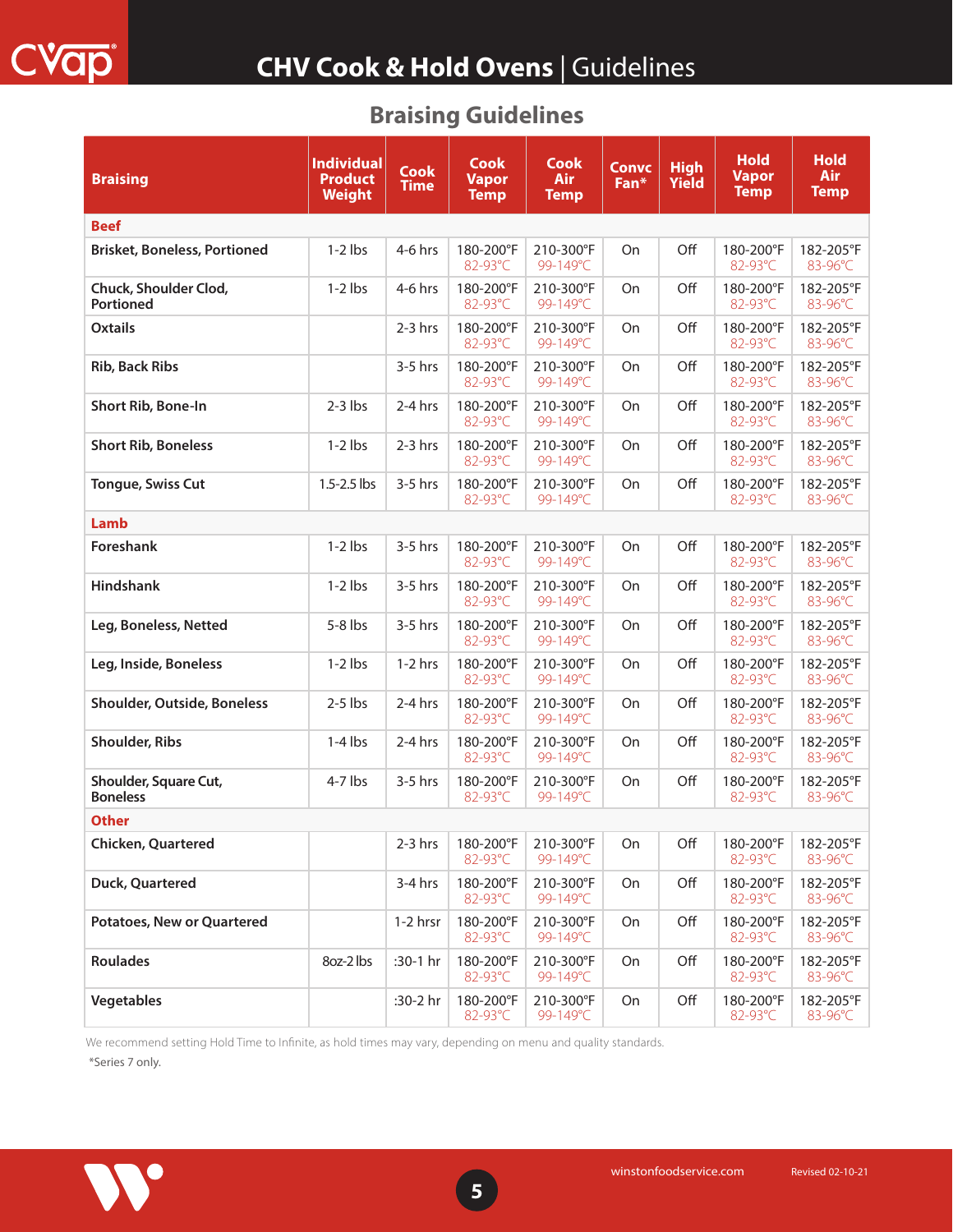# CHV Cook & Hold Ovens | Guidelines

## Braising Guidelines

| Braising | Individual Product Weight | Cook Time | Cook Vapor Temp | Cook Air Temp | Convc Fan* | High Yield | Hold Vapor Temp | Hold Air Temp |
|---|---|---|---|---|---|---|---|---|
| **Beef** | | | | | | | | |
| Brisket, Boneless, Portioned | 1-2 lbs | 4-6 hrs | 180-200°F 82-93°C | 210-300°F 99-149°C | On | Off | 180-200°F 82-93°C | 182-205°F 83-96°C |
| Chuck, Shoulder Clod, Portioned | 1-2 lbs | 4-6 hrs | 180-200°F 82-93°C | 210-300°F 99-149°C | On | Off | 180-200°F 82-93°C | 182-205°F 83-96°C |
| Oxtails | | 2-3 hrs | 180-200°F 82-93°C | 210-300°F 99-149°C | On | Off | 180-200°F 82-93°C | 182-205°F 83-96°C |
| Rib, Back Ribs | | 3-5 hrs | 180-200°F 82-93°C | 210-300°F 99-149°C | On | Off | 180-200°F 82-93°C | 182-205°F 83-96°C |
| Short Rib, Bone-In | 2-3 lbs | 2-4 hrs | 180-200°F 82-93°C | 210-300°F 99-149°C | On | Off | 180-200°F 82-93°C | 182-205°F 83-96°C |
| Short Rib, Boneless | 1-2 lbs | 2-3 hrs | 180-200°F 82-93°C | 210-300°F 99-149°C | On | Off | 180-200°F 82-93°C | 182-205°F 83-96°C |
| Tongue, Swiss Cut | 1.5-2.5 lbs | 3-5 hrs | 180-200°F 82-93°C | 210-300°F 99-149°C | On | Off | 180-200°F 82-93°C | 182-205°F 83-96°C |
| **Lamb** | | | | | | | | |
| Foreshank | 1-2 lbs | 3-5 hrs | 180-200°F 82-93°C | 210-300°F 99-149°C | On | Off | 180-200°F 82-93°C | 182-205°F 83-96°C |
| Hindshank | 1-2 lbs | 3-5 hrs | 180-200°F 82-93°C | 210-300°F 99-149°C | On | Off | 180-200°F 82-93°C | 182-205°F 83-96°C |
| Leg, Boneless, Netted | 5-8 lbs | 3-5 hrs | 180-200°F 82-93°C | 210-300°F 99-149°C | On | Off | 180-200°F 82-93°C | 182-205°F 83-96°C |
| Leg, Inside, Boneless | 1-2 lbs | 1-2 hrs | 180-200°F 82-93°C | 210-300°F 99-149°C | On | Off | 180-200°F 82-93°C | 182-205°F 83-96°C |
| Shoulder, Outside, Boneless | 2-5 lbs | 2-4 hrs | 180-200°F 82-93°C | 210-300°F 99-149°C | On | Off | 180-200°F 82-93°C | 182-205°F 83-96°C |
| Shoulder, Ribs | 1-4 lbs | 2-4 hrs | 180-200°F 82-93°C | 210-300°F 99-149°C | On | Off | 180-200°F 82-93°C | 182-205°F 83-96°C |
| Shoulder, Square Cut, Boneless | 4-7 lbs | 3-5 hrs | 180-200°F 82-93°C | 210-300°F 99-149°C | On | Off | 180-200°F 82-93°C | 182-205°F 83-96°C |
| **Other** | | | | | | | | |
| Chicken, Quartered | | 2-3 hrs | 180-200°F 82-93°C | 210-300°F 99-149°C | On | Off | 180-200°F 82-93°C | 182-205°F 83-96°C |
| Duck, Quartered | | 3-4 hrs | 180-200°F 82-93°C | 210-300°F 99-149°C | On | Off | 180-200°F 82-93°C | 182-205°F 83-96°C |
| Potatoes, New or Quartered | | 1-2 hrsr | 180-200°F 82-93°C | 210-300°F 99-149°C | On | Off | 180-200°F 82-93°C | 182-205°F 83-96°C |
| Roulades | 8oz-2 lbs | :30-1 hr | 180-200°F 82-93°C | 210-300°F 99-149°C | On | Off | 180-200°F 82-93°C | 182-205°F 83-96°C |
| Vegetables | | :30-2 hr | 180-200°F 82-93°C | 210-300°F 99-149°C | On | Off | 180-200°F 82-93°C | 182-205°F 83-96°C |

We recommend setting Hold Time to Infinite, as hold times may vary, depending on menu and quality standards.

*Series 7 only.

winstonfoodservice.com Revised 02-10-21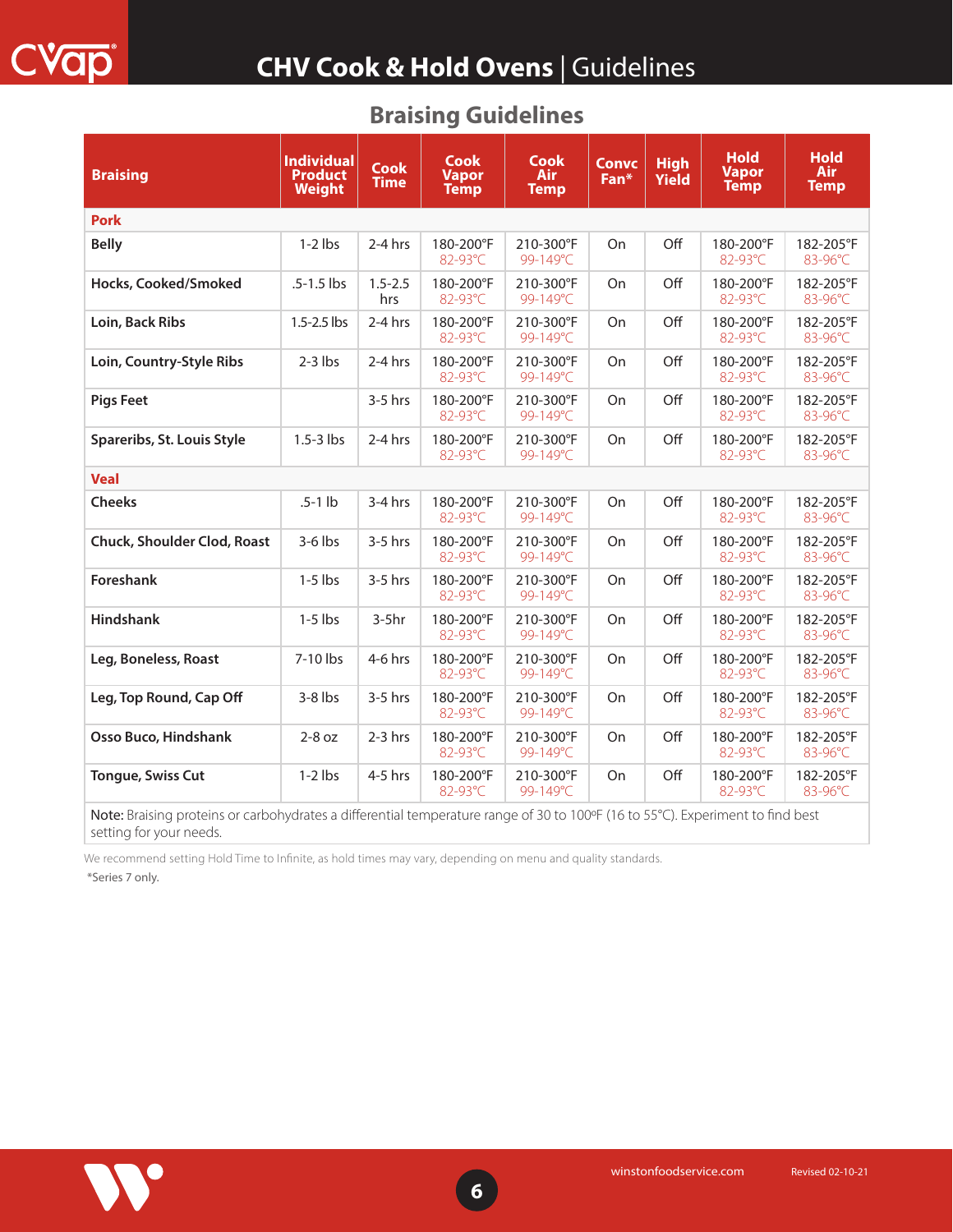## Braising Guidelines

| Braising | Individual Product Weight | Cook Time | Cook Vapor Temp | Cook Air Temp | Convc Fan* | High Yield | Hold Vapor Temp | Hold Air Temp |
|---|---|---|---|---|---|---|---|---|
| **Pork** | | | | | | | | |
| **Belly** | 1-2 lbs | 2-4 hrs | 180-200°F 82-93°C | 210-300°F 99-149°C | On | Off | 180-200°F 82-93°C | 182-205°F 83-96°C |
| **Hocks, Cooked/Smoked** | .5-1.5 lbs | 1.5-2.5 hrs | 180-200°F 82-93°C | 210-300°F 99-149°C | On | Off | 180-200°F 82-93°C | 182-205°F 83-96°C |
| **Loin, Back Ribs** | 1.5-2.5 lbs | 2-4 hrs | 180-200°F 82-93°C | 210-300°F 99-149°C | On | Off | 180-200°F 82-93°C | 182-205°F 83-96°C |
| **Loin, Country-Style Ribs** | 2-3 lbs | 2-4 hrs | 180-200°F 82-93°C | 210-300°F 99-149°C | On | Off | 180-200°F 82-93°C | 182-205°F 83-96°C |
| **Pigs Feet** | | 3-5 hrs | 180-200°F 82-93°C | 210-300°F 99-149°C | On | Off | 180-200°F 82-93°C | 182-205°F 83-96°C |
| **Spareribs, St. Louis Style** | 1.5-3 lbs | 2-4 hrs | 180-200°F 82-93°C | 210-300°F 99-149°C | On | Off | 180-200°F 82-93°C | 182-205°F 83-96°C |
| **Veal** | | | | | | | | |
| **Cheeks** | .5-1 lb | 3-4 hrs | 180-200°F 82-93°C | 210-300°F 99-149°C | On | Off | 180-200°F 82-93°C | 182-205°F 83-96°C |
| **Chuck, Shoulder Clod, Roast** | 3-6 lbs | 3-5 hrs | 180-200°F 82-93°C | 210-300°F 99-149°C | On | Off | 180-200°F 82-93°C | 182-205°F 83-96°C |
| **Foreshank** | 1-5 lbs | 3-5 hrs | 180-200°F 82-93°C | 210-300°F 99-149°C | On | Off | 180-200°F 82-93°C | 182-205°F 83-96°C |
| **Hindshank** | 1-5 lbs | 3-5hr | 180-200°F 82-93°C | 210-300°F 99-149°C | On | Off | 180-200°F 82-93°C | 182-205°F 83-96°C |
| **Leg, Boneless, Roast** | 7-10 lbs | 4-6 hrs | 180-200°F 82-93°C | 210-300°F 99-149°C | On | Off | 180-200°F 82-93°C | 182-205°F 83-96°C |
| **Leg, Top Round, Cap Off** | 3-8 lbs | 3-5 hrs | 180-200°F 82-93°C | 210-300°F 99-149°C | On | Off | 180-200°F 82-93°C | 182-205°F 83-96°C |
| **Osso Buco, Hindshank** | 2-8 oz | 2-3 hrs | 180-200°F 82-93°C | 210-300°F 99-149°C | On | Off | 180-200°F 82-93°C | 182-205°F 83-96°C |
| **Tongue, Swiss Cut** | 1-2 lbs | 4-5 hrs | 180-200°F 82-93°C | 210-300°F 99-149°C | On | Off | 180-200°F 82-93°C | 182-205°F 83-96°C |

**Note:** Braising proteins or carbohydrates a differential temperature range of 30 to 100ºF (16 to 55°C). Experiment to find best setting for your needs.

We recommend setting Hold Time to Infinite, as hold times may vary, depending on menu and quality standards.

*Series 7 only.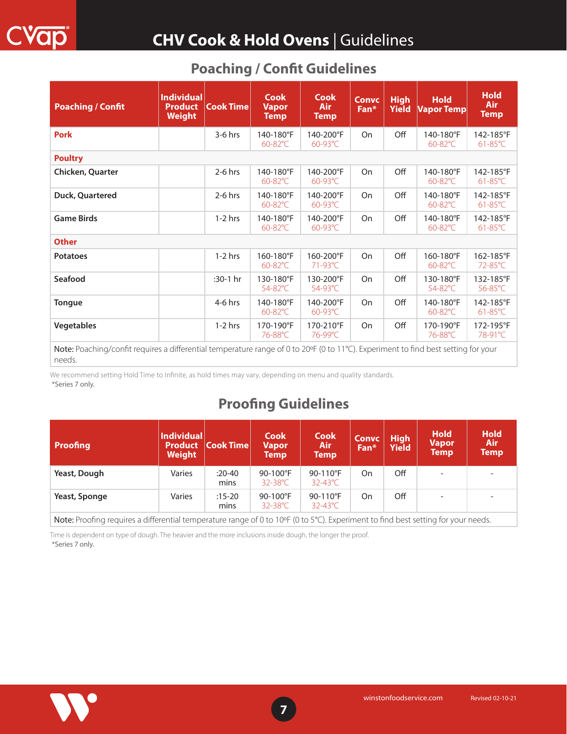# CHV Cook & Hold Ovens | Guidelines

## Poaching / Confit Guidelines

| Poaching / Confit | Individual Product Weight | Cook Time | Cook Vapor Temp | Cook Air Temp | Convc Fan* | High Yield | Hold Vapor Temp | Hold Air Temp |
|---|---|---|---|---|---|---|---|---|
| **Pork** | | 3-6 hrs | 140-180°F 60-82°C | 140-200°F 60-93°C | On | Off | 140-180°F 60-82°C | 142-185°F 61-85°C |
| **Poultry** | | | | | | | | |
| Chicken, Quarter | | 2-6 hrs | 140-180°F 60-82°C | 140-200°F 60-93°C | On | Off | 140-180°F 60-82°C | 142-185°F 61-85°C |
| Duck, Quartered | | 2-6 hrs | 140-180°F 60-82°C | 140-200°F 60-93°C | On | Off | 140-180°F 60-82°C | 142-185°F 61-85°C |
| Game Birds | | 1-2 hrs | 140-180°F 60-82°C | 140-200°F 60-93°C | On | Off | 140-180°F 60-82°C | 142-185°F 61-85°C |
| **Other** | | | | | | | | |
| Potatoes | | 1-2 hrs | 160-180°F 60-82°C | 160-200°F 71-93°C | On | Off | 160-180°F 60-82°C | 162-185°F 72-85°C |
| Seafood | | :30-1 hr | 130-180°F 54-82°C | 130-200°F 54-93°C | On | Off | 130-180°F 54-82°C | 132-185°F 56-85°C |
| Tongue | | 4-6 hrs | 140-180°F 60-82°C | 140-200°F 60-93°C | On | Off | 140-180°F 60-82°C | 142-185°F 61-85°C |
| Vegetables | | 1-2 hrs | 170-190°F 76-88°C | 170-210°F 76-99°C | On | Off | 170-190°F 76-88°C | 172-195°F 78-91°C |

**Note:** Poaching/confit requires a differential temperature range of 0 to 20ºF (0 to 11°C). Experiment to find best setting for your needs.

We recommend setting Hold Time to Infinite, as hold times may vary, depending on menu and quality standards.

*Series 7 only.

## Proofing Guidelines

| Proofing | Individual Product Weight | Cook Time | Cook Vapor Temp | Cook Air Temp | Convc Fan* | High Yield | Hold Vapor Temp | Hold Air Temp |
|---|---|---|---|---|---|---|---|---|
| Yeast, Dough | Varies | :20-40 mins | 90-100°F 32-38°C | 90-110°F 32-43°C | On | Off | - | - |
| Yeast, Sponge | Varies | :15-20 mins | 90-100°F 32-38°C | 90-110°F 32-43°C | On | Off | - | - |

**Note:** Proofing requires a differential temperature range of 0 to 10ºF (0 to 5°C). Experiment to find best setting for your needs.

Time is dependent on type of dough. The heavier and the more inclusions inside dough, the longer the proof.

*Series 7 only.

winstonfoodservice.com Revised 02-10-21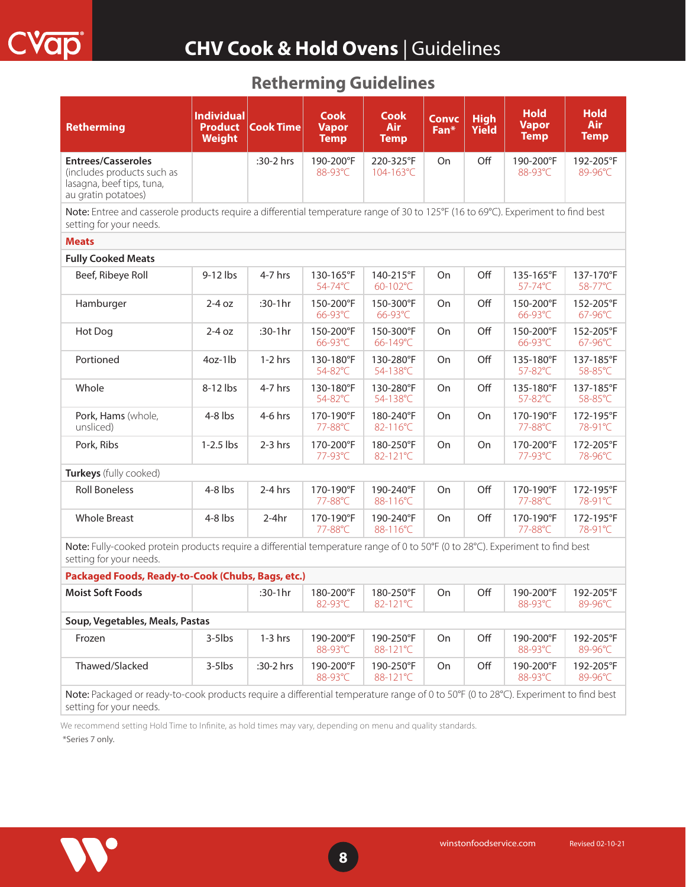# CHV Cook & Hold Ovens | Guidelines

## Retherming Guidelines

| Retherming | Individual Product Weight | Cook Time | Cook Vapor Temp | Cook Air Temp | Convc Fan* | High Yield | Hold Vapor Temp | Hold Air Temp |
|---|---|---|---|---|---|---|---|---|
| **Entrees/Casseroles** (includes products such as lasagna, beef tips, tuna, au gratin potatoes) | | :30-2 hrs | 190-200°F 88-93°C | 220-325°F 104-163°C | On | Off | 190-200°F 88-93°C | 192-205°F 89-96°C |
| **Note:** Entree and casserole products require a differential temperature range of 30 to 125°F (16 to 69°C). Experiment to find best setting for your needs. | | | | | | | | |
| **Meats** | | | | | | | | |
| **Fully Cooked Meats** | | | | | | | | |
| Beef, Ribeye Roll | 9-12 lbs | 4-7 hrs | 130-165°F 54-74°C | 140-215°F 60-102°C | On | Off | 135-165°F 57-74°C | 137-170°F 58-77°C |
| Hamburger | 2-4 oz | :30-1hr | 150-200°F 66-93°C | 150-300°F 66-93°C | On | Off | 150-200°F 66-93°C | 152-205°F 67-96°C |
| Hot Dog | 2-4 oz | :30-1hr | 150-200°F 66-93°C | 150-300°F 66-149°C | On | Off | 150-200°F 66-93°C | 152-205°F 67-96°C |
| Portioned | 4oz-1lb | 1-2 hrs | 130-180°F 54-82°C | 130-280°F 54-138°C | On | Off | 135-180°F 57-82°C | 137-185°F 58-85°C |
| Whole | 8-12 lbs | 4-7 hrs | 130-180°F 54-82°C | 130-280°F 54-138°C | On | Off | 135-180°F 57-82°C | 137-185°F 58-85°C |
| Pork, Hams (whole, unsliced) | 4-8 lbs | 4-6 hrs | 170-190°F 77-88°C | 180-240°F 82-116°C | On | On | 170-190°F 77-88°C | 172-195°F 78-91°C |
| Pork, Ribs | 1-2.5 lbs | 2-3 hrs | 170-200°F 77-93°C | 180-250°F 82-121°C | On | On | 170-200°F 77-93°C | 172-205°F 78-96°C |
| **Turkeys** (fully cooked) | | | | | | | | |
| Roll Boneless | 4-8 lbs | 2-4 hrs | 170-190°F 77-88°C | 190-240°F 88-116°C | On | Off | 170-190°F 77-88°C | 172-195°F 78-91°C |
| Whole Breast | 4-8 lbs | 2-4hr | 170-190°F 77-88°C | 190-240°F 88-116°C | On | Off | 170-190°F 77-88°C | 172-195°F 78-91°C |
| **Note:** Fully-cooked protein products require a differential temperature range of 0 to 50°F (0 to 28°C). Experiment to find best setting for your needs. | | | | | | | | |
| **Packaged Foods, Ready-to-Cook (Chubs, Bags, etc.)** | | | | | | | | |
| **Moist Soft Foods** | | :30-1hr | 180-200°F 82-93°C | 180-250°F 82-121°C | On | Off | 190-200°F 88-93°C | 192-205°F 89-96°C |
| **Soup, Vegetables, Meals, Pastas** | | | | | | | | |
| Frozen | 3-5lbs | 1-3 hrs | 190-200°F 88-93°C | 190-250°F 88-121°C | On | Off | 190-200°F 88-93°C | 192-205°F 89-96°C |
| Thawed/Slacked | 3-5lbs | :30-2 hrs | 190-200°F 88-93°C | 190-250°F 88-121°C | On | Off | 190-200°F 88-93°C | 192-205°F 89-96°C |
| **Note:** Packaged or ready-to-cook products require a differential temperature range of 0 to 50°F (0 to 28°C). Experiment to find best setting for your needs. | | | | | | | | |

We recommend setting Hold Time to Infinite, as hold times may vary, depending on menu and quality standards.

*Series 7 only.

winstonfoodservice.com Revised 02-10-21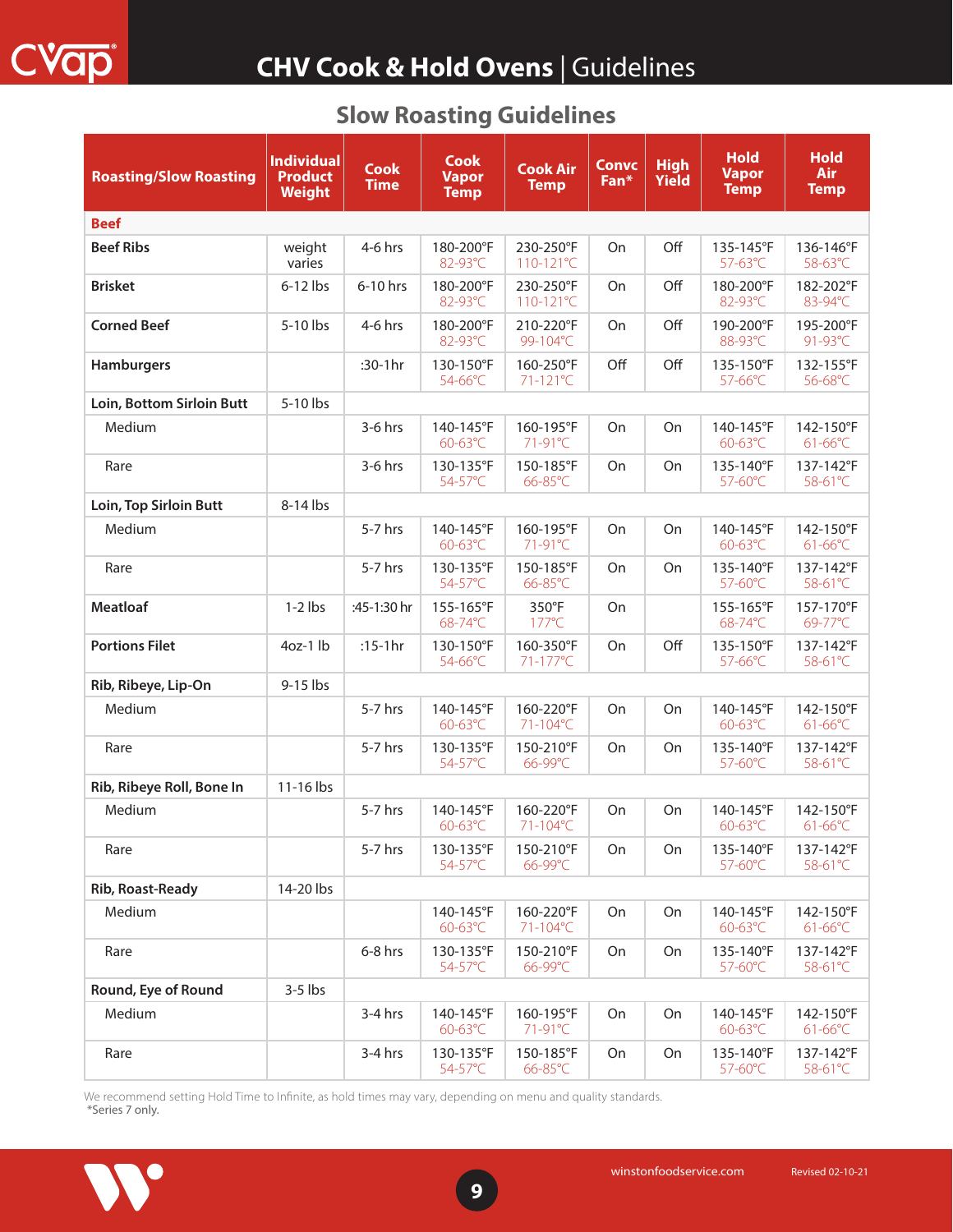# CHV Cook & Hold Ovens | Guidelines

## Slow Roasting Guidelines

| Roasting/Slow Roasting | Individual Product Weight | Cook Time | Cook Vapor Temp | Cook Air Temp | Convc Fan* | High Yield | Hold Vapor Temp | Hold Air Temp |
|---|---|---|---|---|---|---|---|---|
| **Beef** | | | | | | | | |
| **Beef Ribs** | weight varies | 4-6 hrs | 180-200°F 82-93°C | 230-250°F 110-121°C | On | Off | 135-145°F 57-63°C | 136-146°F 58-63°C |
| **Brisket** | 6-12 lbs | 6-10 hrs | 180-200°F 82-93°C | 230-250°F 110-121°C | On | Off | 180-200°F 82-93°C | 182-202°F 83-94°C |
| **Corned Beef** | 5-10 lbs | 4-6 hrs | 180-200°F 82-93°C | 210-220°F 99-104°C | On | Off | 190-200°F 88-93°C | 195-200°F 91-93°C |
| **Hamburgers** | | :30-1hr | 130-150°F 54-66°C | 160-250°F 71-121°C | Off | Off | 135-150°F 57-66°C | 132-155°F 56-68°C |
| **Loin, Bottom Sirloin Butt** | 5-10 lbs | | | | | | | |
| Medium | | 3-6 hrs | 140-145°F 60-63°C | 160-195°F 71-91°C | On | On | 140-145°F 60-63°C | 142-150°F 61-66°C |
| Rare | | 3-6 hrs | 130-135°F 54-57°C | 150-185°F 66-85°C | On | On | 135-140°F 57-60°C | 137-142°F 58-61°C |
| **Loin, Top Sirloin Butt** | 8-14 lbs | | | | | | | |
| Medium | | 5-7 hrs | 140-145°F 60-63°C | 160-195°F 71-91°C | On | On | 140-145°F 60-63°C | 142-150°F 61-66°C |
| Rare | | 5-7 hrs | 130-135°F 54-57°C | 150-185°F 66-85°C | On | On | 135-140°F 57-60°C | 137-142°F 58-61°C |
| **Meatloaf** | 1-2 lbs | :45-1:30 hr | 155-165°F 68-74°C | 350°F 177°C | On | | 155-165°F 68-74°C | 157-170°F 69-77°C |
| **Portions Filet** | 4oz-1 lb | :15-1hr | 130-150°F 54-66°C | 160-350°F 71-177°C | On | Off | 135-150°F 57-66°C | 137-142°F 58-61°C |
| **Rib, Ribeye, Lip-On** | 9-15 lbs | | | | | | | |
| Medium | | 5-7 hrs | 140-145°F 60-63°C | 160-220°F 71-104°C | On | On | 140-145°F 60-63°C | 142-150°F 61-66°C |
| Rare | | 5-7 hrs | 130-135°F 54-57°C | 150-210°F 66-99°C | On | On | 135-140°F 57-60°C | 137-142°F 58-61°C |
| **Rib, Ribeye Roll, Bone In** | 11-16 lbs | | | | | | | |
| Medium | | 5-7 hrs | 140-145°F 60-63°C | 160-220°F 71-104°C | On | On | 140-145°F 60-63°C | 142-150°F 61-66°C |
| Rare | | 5-7 hrs | 130-135°F 54-57°C | 150-210°F 66-99°C | On | On | 135-140°F 57-60°C | 137-142°F 58-61°C |
| **Rib, Roast-Ready** | 14-20 lbs | | | | | | | |
| Medium | | | 140-145°F 60-63°C | 160-220°F 71-104°C | On | On | 140-145°F 60-63°C | 142-150°F 61-66°C |
| Rare | | 6-8 hrs | 130-135°F 54-57°C | 150-210°F 66-99°C | On | On | 135-140°F 57-60°C | 137-142°F 58-61°C |
| **Round, Eye of Round** | 3-5 lbs | | | | | | | |
| Medium | | 3-4 hrs | 140-145°F 60-63°C | 160-195°F 71-91°C | On | On | 140-145°F 60-63°C | 142-150°F 61-66°C |
| Rare | | 3-4 hrs | 130-135°F 54-57°C | 150-185°F 66-85°C | On | On | 135-140°F 57-60°C | 137-142°F 58-61°C |

We recommend setting Hold Time to Infinite, as hold times may vary, depending on menu and quality standards.
*Series 7 only.

winstonfoodservice.com Revised 02-10-21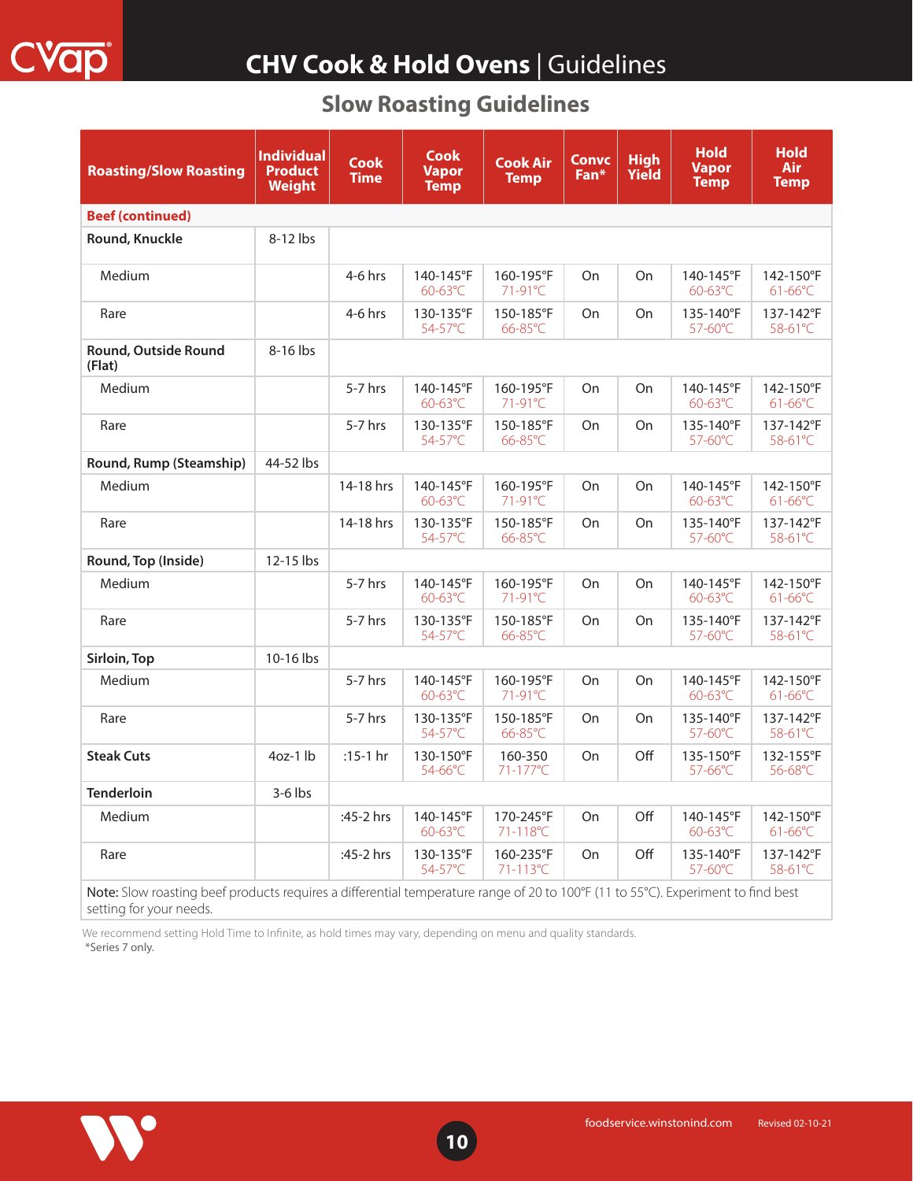# CHV Cook & Hold Ovens | Guidelines

## Slow Roasting Guidelines

| Roasting/Slow Roasting | Individual Product Weight | Cook Time | Cook Vapor Temp | Cook Air Temp | Convc Fan* | High Yield | Hold Vapor Temp | Hold Air Temp |
|---|---|---|---|---|---|---|---|---|
| **Beef (continued)** | | | | | | | | |
| **Round, Knuckle** | 8-12 lbs | | | | | | | |
| Medium | | 4-6 hrs | 140-145°F 60-63°C | 160-195°F 71-91°C | On | On | 140-145°F 60-63°C | 142-150°F 61-66°C |
| Rare | | 4-6 hrs | 130-135°F 54-57°C | 150-185°F 66-85°C | On | On | 135-140°F 57-60°C | 137-142°F 58-61°C |
| **Round, Outside Round (Flat)** | 8-16 lbs | | | | | | | |
| Medium | | 5-7 hrs | 140-145°F 60-63°C | 160-195°F 71-91°C | On | On | 140-145°F 60-63°C | 142-150°F 61-66°C |
| Rare | | 5-7 hrs | 130-135°F 54-57°C | 150-185°F 66-85°C | On | On | 135-140°F 57-60°C | 137-142°F 58-61°C |
| **Round, Rump (Steamship)** | 44-52 lbs | | | | | | | |
| Medium | | 14-18 hrs | 140-145°F 60-63°C | 160-195°F 71-91°C | On | On | 140-145°F 60-63°C | 142-150°F 61-66°C |
| Rare | | 14-18 hrs | 130-135°F 54-57°C | 150-185°F 66-85°C | On | On | 135-140°F 57-60°C | 137-142°F 58-61°C |
| **Round, Top (Inside)** | 12-15 lbs | | | | | | | |
| Medium | | 5-7 hrs | 140-145°F 60-63°C | 160-195°F 71-91°C | On | On | 140-145°F 60-63°C | 142-150°F 61-66°C |
| Rare | | 5-7 hrs | 130-135°F 54-57°C | 150-185°F 66-85°C | On | On | 135-140°F 57-60°C | 137-142°F 58-61°C |
| **Sirloin, Top** | 10-16 lbs | | | | | | | |
| Medium | | 5-7 hrs | 140-145°F 60-63°C | 160-195°F 71-91°C | On | On | 140-145°F 60-63°C | 142-150°F 61-66°C |
| Rare | | 5-7 hrs | 130-135°F 54-57°C | 150-185°F 66-85°C | On | On | 135-140°F 57-60°C | 137-142°F 58-61°C |
| **Steak Cuts** | 4oz-1 lb | :15-1 hr | 130-150°F 54-66°C | 160-350 71-177°C | On | Off | 135-150°F 57-66°C | 132-155°F 56-68°C |
| **Tenderloin** | 3-6 lbs | | | | | | | |
| Medium | | :45-2 hrs | 140-145°F 60-63°C | 170-245°F 71-118°C | On | Off | 140-145°F 60-63°C | 142-150°F 61-66°C |
| Rare | | :45-2 hrs | 130-135°F 54-57°C | 160-235°F 71-113°C | On | Off | 135-140°F 57-60°C | 137-142°F 58-61°C |

**Note:** Slow roasting beef products requires a differential temperature range of 20 to 100°F (11 to 55°C). Experiment to find best setting for your needs.

We recommend setting Hold Time to Infinite, as hold times may vary, depending on menu and quality standards.

*Series 7 only.

foodservice.winstonind.com Revised 02-10-21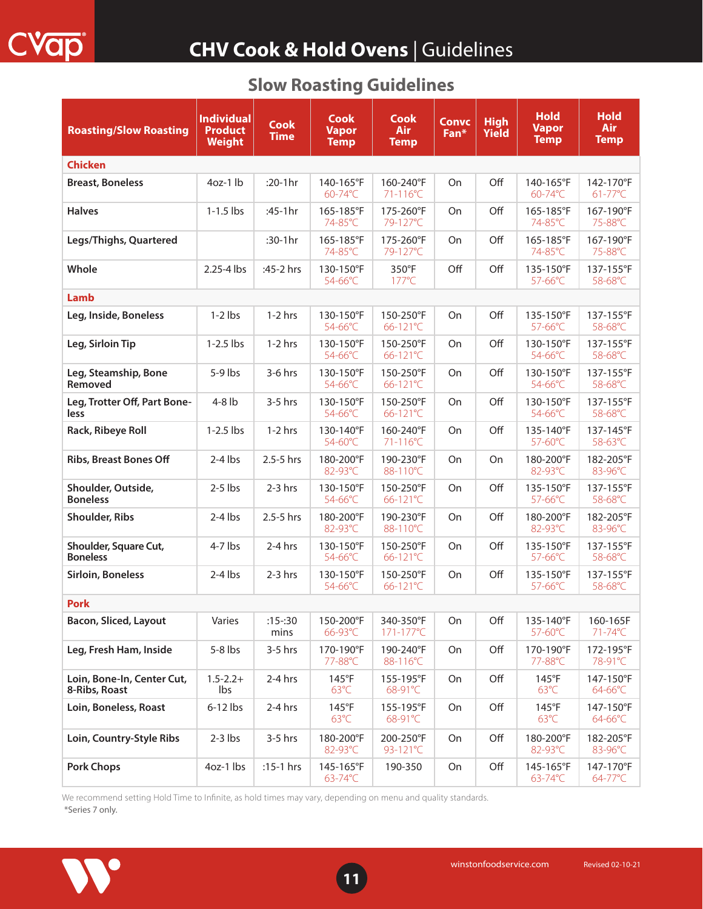# CHV Cook & Hold Ovens | Guidelines

## Slow Roasting Guidelines

| Roasting/Slow Roasting | Individual Product Weight | Cook Time | Cook Vapor Temp | Cook Air Temp | Convc Fan* | High Yield | Hold Vapor Temp | Hold Air Temp |
|---|---|---|---|---|---|---|---|---|
| **Chicken** | | | | | | | | |
| Breast, Boneless | 4oz-1 lb | :20-1hr | 140-165°F 60-74°C | 160-240°F 71-116°C | On | Off | 140-165°F 60-74°C | 142-170°F 61-77°C |
| Halves | 1-1.5 lbs | :45-1hr | 165-185°F 74-85°C | 175-260°F 79-127°C | On | Off | 165-185°F 74-85°C | 167-190°F 75-88°C |
| Legs/Thighs, Quartered | | :30-1hr | 165-185°F 74-85°C | 175-260°F 79-127°C | On | Off | 165-185°F 74-85°C | 167-190°F 75-88°C |
| Whole | 2.25-4 lbs | :45-2 hrs | 130-150°F 54-66°C | 350°F 177°C | Off | Off | 135-150°F 57-66°C | 137-155°F 58-68°C |
| **Lamb** | | | | | | | | |
| Leg, Inside, Boneless | 1-2 lbs | 1-2 hrs | 130-150°F 54-66°C | 150-250°F 66-121°C | On | Off | 135-150°F 57-66°C | 137-155°F 58-68°C |
| Leg, Sirloin Tip | 1-2.5 lbs | 1-2 hrs | 130-150°F 54-66°C | 150-250°F 66-121°C | On | Off | 130-150°F 54-66°C | 137-155°F 58-68°C |
| Leg, Steamship, Bone Removed | 5-9 lbs | 3-6 hrs | 130-150°F 54-66°C | 150-250°F 66-121°C | On | Off | 130-150°F 54-66°C | 137-155°F 58-68°C |
| Leg, Trotter Off, Part Bone-less | 4-8 lb | 3-5 hrs | 130-150°F 54-66°C | 150-250°F 66-121°C | On | Off | 130-150°F 54-66°C | 137-155°F 58-68°C |
| Rack, Ribeye Roll | 1-2.5 lbs | 1-2 hrs | 130-140°F 54-60°C | 160-240°F 71-116°C | On | Off | 135-140°F 57-60°C | 137-145°F 58-63°C |
| Ribs, Breast Bones Off | 2-4 lbs | 2.5-5 hrs | 180-200°F 82-93°C | 190-230°F 88-110°C | On | On | 180-200°F 82-93°C | 182-205°F 83-96°C |
| Shoulder, Outside, Boneless | 2-5 lbs | 2-3 hrs | 130-150°F 54-66°C | 150-250°F 66-121°C | On | Off | 135-150°F 57-66°C | 137-155°F 58-68°C |
| Shoulder, Ribs | 2-4 lbs | 2.5-5 hrs | 180-200°F 82-93°C | 190-230°F 88-110°C | On | Off | 180-200°F 82-93°C | 182-205°F 83-96°C |
| Shoulder, Square Cut, Boneless | 4-7 lbs | 2-4 hrs | 130-150°F 54-66°C | 150-250°F 66-121°C | On | Off | 135-150°F 57-66°C | 137-155°F 58-68°C |
| Sirloin, Boneless | 2-4 lbs | 2-3 hrs | 130-150°F 54-66°C | 150-250°F 66-121°C | On | Off | 135-150°F 57-66°C | 137-155°F 58-68°C |
| **Pork** | | | | | | | | |
| Bacon, Sliced, Layout | Varies | :15-:30 mins | 150-200°F 66-93°C | 340-350°F 171-177°C | On | Off | 135-140°F 57-60°C | 160-165F 71-74°C |
| Leg, Fresh Ham, Inside | 5-8 lbs | 3-5 hrs | 170-190°F 77-88°C | 190-240°F 88-116°C | On | Off | 170-190°F 77-88°C | 172-195°F 78-91°C |
| Loin, Bone-In, Center Cut, 8-Ribs, Roast | 1.5-2.2+ lbs | 2-4 hrs | 145°F 63°C | 155-195°F 68-91°C | On | Off | 145°F 63°C | 147-150°F 64-66°C |
| Loin, Boneless, Roast | 6-12 lbs | 2-4 hrs | 145°F 63°C | 155-195°F 68-91°C | On | Off | 145°F 63°C | 147-150°F 64-66°C |
| Loin, Country-Style Ribs | 2-3 lbs | 3-5 hrs | 180-200°F 82-93°C | 200-250°F 93-121°C | On | Off | 180-200°F 82-93°C | 182-205°F 83-96°C |
| Pork Chops | 4oz-1 lbs | :15-1 hrs | 145-165°F 63-74°C | 190-350 | On | Off | 145-165°F 63-74°C | 147-170°F 64-77°C |

We recommend setting Hold Time to Infinite, as hold times may vary, depending on menu and quality standards.

*Series 7 only.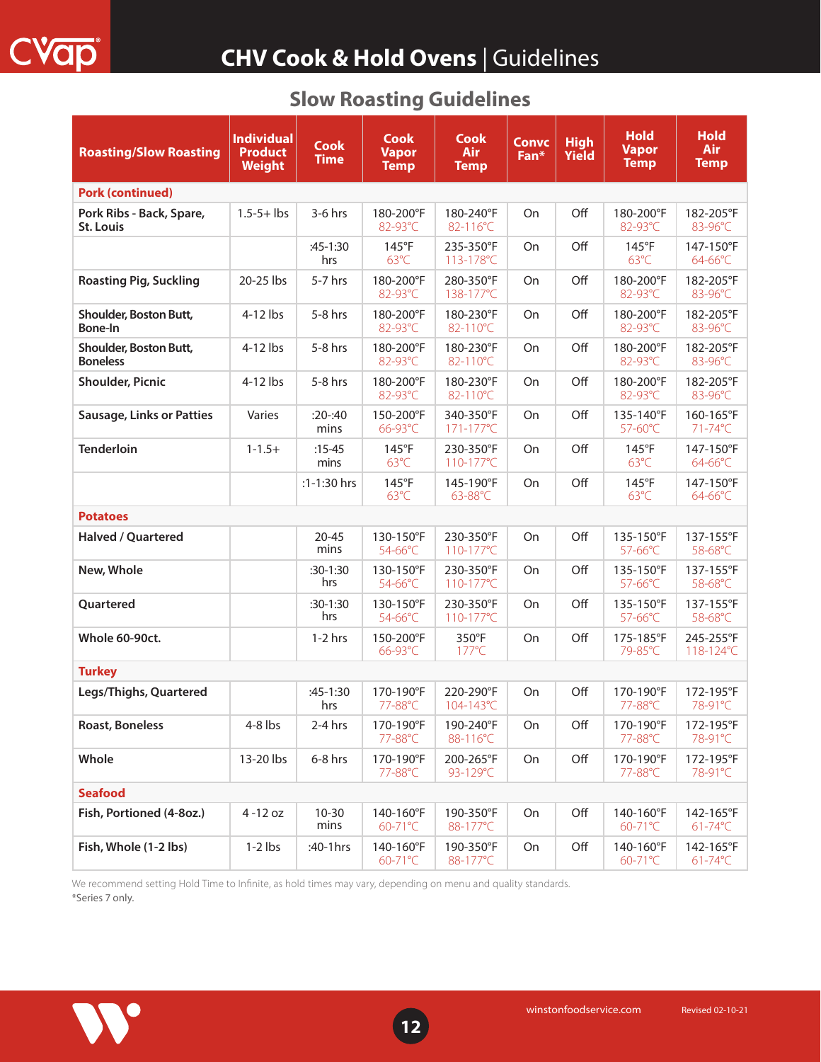# CHV Cook & Hold Ovens | Guidelines

## Slow Roasting Guidelines

| Roasting/Slow Roasting | Individual Product Weight | Cook Time | Cook Vapor Temp | Cook Air Temp | Convc Fan* | High Yield | Hold Vapor Temp | Hold Air Temp |
|---|---|---|---|---|---|---|---|---|
| **Pork (continued)** | | | | | | | | |
| Pork Ribs - Back, Spare, St. Louis | 1.5-5+ lbs | 3-6 hrs | 180-200°F 82-93°C | 180-240°F 82-116°C | On | Off | 180-200°F 82-93°C | 182-205°F 83-96°C |
| | | :45-1:30 hrs | 145°F 63°C | 235-350°F 113-178°C | On | Off | 145°F 63°C | 147-150°F 64-66°C |
| Roasting Pig, Suckling | 20-25 lbs | 5-7 hrs | 180-200°F 82-93°C | 280-350°F 138-177°C | On | Off | 180-200°F 82-93°C | 182-205°F 83-96°C |
| Shoulder, Boston Butt, Bone-In | 4-12 lbs | 5-8 hrs | 180-200°F 82-93°C | 180-230°F 82-110°C | On | Off | 180-200°F 82-93°C | 182-205°F 83-96°C |
| Shoulder, Boston Butt, Boneless | 4-12 lbs | 5-8 hrs | 180-200°F 82-93°C | 180-230°F 82-110°C | On | Off | 180-200°F 82-93°C | 182-205°F 83-96°C |
| Shoulder, Picnic | 4-12 lbs | 5-8 hrs | 180-200°F 82-93°C | 180-230°F 82-110°C | On | Off | 180-200°F 82-93°C | 182-205°F 83-96°C |
| Sausage, Links or Patties | Varies | :20-:40 mins | 150-200°F 66-93°C | 340-350°F 171-177°C | On | Off | 135-140°F 57-60°C | 160-165°F 71-74°C |
| Tenderloin | 1-1.5+ | :15-45 mins | 145°F 63°C | 230-350°F 110-177°C | On | Off | 145°F 63°C | 147-150°F 64-66°C |
| | | :1-1:30 hrs | 145°F 63°C | 145-190°F 63-88°C | On | Off | 145°F 63°C | 147-150°F 64-66°C |
| **Potatoes** | | | | | | | | |
| Halved / Quartered | | 20-45 mins | 130-150°F 54-66°C | 230-350°F 110-177°C | On | Off | 135-150°F 57-66°C | 137-155°F 58-68°C |
| New, Whole | | :30-1:30 hrs | 130-150°F 54-66°C | 230-350°F 110-177°C | On | Off | 135-150°F 57-66°C | 137-155°F 58-68°C |
| Quartered | | :30-1:30 hrs | 130-150°F 54-66°C | 230-350°F 110-177°C | On | Off | 135-150°F 57-66°C | 137-155°F 58-68°C |
| Whole 60-90ct. | | 1-2 hrs | 150-200°F 66-93°C | 350°F 177°C | On | Off | 175-185°F 79-85°C | 245-255°F 118-124°C |
| **Turkey** | | | | | | | | |
| Legs/Thighs, Quartered | | :45-1:30 hrs | 170-190°F 77-88°C | 220-290°F 104-143°C | On | Off | 170-190°F 77-88°C | 172-195°F 78-91°C |
| Roast, Boneless | 4-8 lbs | 2-4 hrs | 170-190°F 77-88°C | 190-240°F 88-116°C | On | Off | 170-190°F 77-88°C | 172-195°F 78-91°C |
| Whole | 13-20 lbs | 6-8 hrs | 170-190°F 77-88°C | 200-265°F 93-129°C | On | Off | 170-190°F 77-88°C | 172-195°F 78-91°C |
| **Seafood** | | | | | | | | |
| Fish, Portioned (4-8oz.) | 4 -12 oz | 10-30 mins | 140-160°F 60-71°C | 190-350°F 88-177°C | On | Off | 140-160°F 60-71°C | 142-165°F 61-74°C |
| Fish, Whole (1-2 lbs) | 1-2 lbs | :40-1hrs | 140-160°F 60-71°C | 190-350°F 88-177°C | On | Off | 140-160°F 60-71°C | 142-165°F 61-74°C |

We recommend setting Hold Time to Infinite, as hold times may vary, depending on menu and quality standards.
*Series 7 only.

winstonfoodservice.com Revised 02-10-21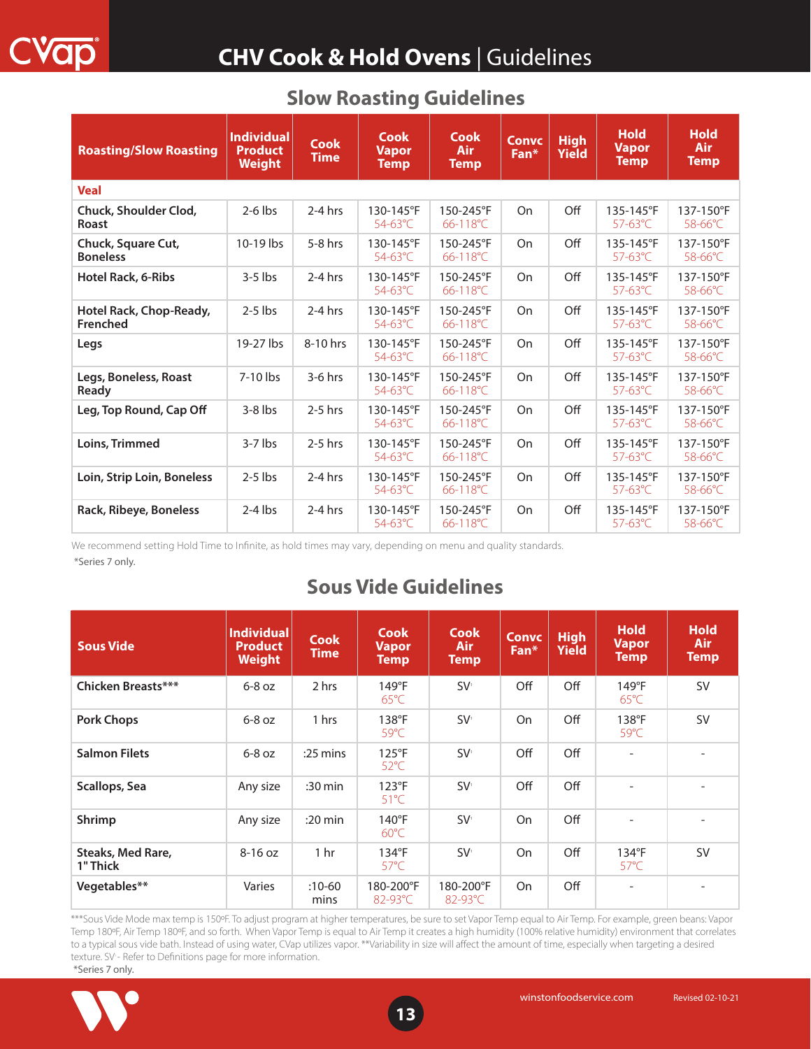## CHV Cook & Hold Ovens | Guidelines

### Slow Roasting Guidelines

| Roasting/Slow Roasting | Individual Product Weight | Cook Time | Cook Vapor Temp | Cook Air Temp | Convc Fan* | High Yield | Hold Vapor Temp | Hold Air Temp |
|---|---|---|---|---|---|---|---|---|
| **Veal** | | | | | | | | |
| Chuck, Shoulder Clod, Roast | 2-6 lbs | 2-4 hrs | 130-145°F 54-63°C | 150-245°F 66-118°C | On | Off | 135-145°F 57-63°C | 137-150°F 58-66°C |
| Chuck, Square Cut, Boneless | 10-19 lbs | 5-8 hrs | 130-145°F 54-63°C | 150-245°F 66-118°C | On | Off | 135-145°F 57-63°C | 137-150°F 58-66°C |
| Hotel Rack, 6-Ribs | 3-5 lbs | 2-4 hrs | 130-145°F 54-63°C | 150-245°F 66-118°C | On | Off | 135-145°F 57-63°C | 137-150°F 58-66°C |
| Hotel Rack, Chop-Ready, Frenched | 2-5 lbs | 2-4 hrs | 130-145°F 54-63°C | 150-245°F 66-118°C | On | Off | 135-145°F 57-63°C | 137-150°F 58-66°C |
| Legs | 19-27 lbs | 8-10 hrs | 130-145°F 54-63°C | 150-245°F 66-118°C | On | Off | 135-145°F 57-63°C | 137-150°F 58-66°C |
| Legs, Boneless, Roast Ready | 7-10 lbs | 3-6 hrs | 130-145°F 54-63°C | 150-245°F 66-118°C | On | Off | 135-145°F 57-63°C | 137-150°F 58-66°C |
| Leg, Top Round, Cap Off | 3-8 lbs | 2-5 hrs | 130-145°F 54-63°C | 150-245°F 66-118°C | On | Off | 135-145°F 57-63°C | 137-150°F 58-66°C |
| Loins, Trimmed | 3-7 lbs | 2-5 hrs | 130-145°F 54-63°C | 150-245°F 66-118°C | On | Off | 135-145°F 57-63°C | 137-150°F 58-66°C |
| Loin, Strip Loin, Boneless | 2-5 lbs | 2-4 hrs | 130-145°F 54-63°C | 150-245°F 66-118°C | On | Off | 135-145°F 57-63°C | 137-150°F 58-66°C |
| Rack, Ribeye, Boneless | 2-4 lbs | 2-4 hrs | 130-145°F 54-63°C | 150-245°F 66-118°C | On | Off | 135-145°F 57-63°C | 137-150°F 58-66°C |

We recommend setting Hold Time to Infinite, as hold times may vary, depending on menu and quality standards.

*Series 7 only.

### Sous Vide Guidelines

| Sous Vide | Individual Product Weight | Cook Time | Cook Vapor Temp | Cook Air Temp | Convc Fan* | High Yield | Hold Vapor Temp | Hold Air Temp |
|---|---|---|---|---|---|---|---|---|
| Chicken Breasts*** | 6-8 oz | 2 hrs | 149°F 65°C | SV' | Off | Off | 149°F 65°C | SV |
| Pork Chops | 6-8 oz | 1 hrs | 138°F 59°C | SV' | On | Off | 138°F 59°C | SV |
| Salmon Filets | 6-8 oz | :25 mins | 125°F 52°C | SV' | Off | Off | - | - |
| Scallops, Sea | Any size | :30 min | 123°F 51°C | SV' | Off | Off | - | - |
| Shrimp | Any size | :20 min | 140°F 60°C | SV' | On | Off | - | - |
| Steaks, Med Rare, 1" Thick | 8-16 oz | 1 hr | 134°F 57°C | SV' | On | Off | 134°F 57°C | SV |
| Vegetables** | Varies | :10-60 mins | 180-200°F 82-93°C | 180-200°F 82-93°C | On | Off | - | - |

***Sous Vide Mode max temp is 150ºF. To adjust program at higher temperatures, be sure to set Vapor Temp equal to Air Temp. For example, green beans: Vapor Temp 180ºF, Air Temp 180ºF, and so forth. When Vapor Temp is equal to Air Temp it creates a high humidity (100% relative humidity) environment that correlates to a typical sous vide bath. Instead of using water, CVap utilizes vapor. **Variability in size will affect the amount of time, especially when targeting a desired texture. SV' - Refer to Definitions page for more information.

*Series 7 only.

winstonfoodservice.com Revised 02-10-21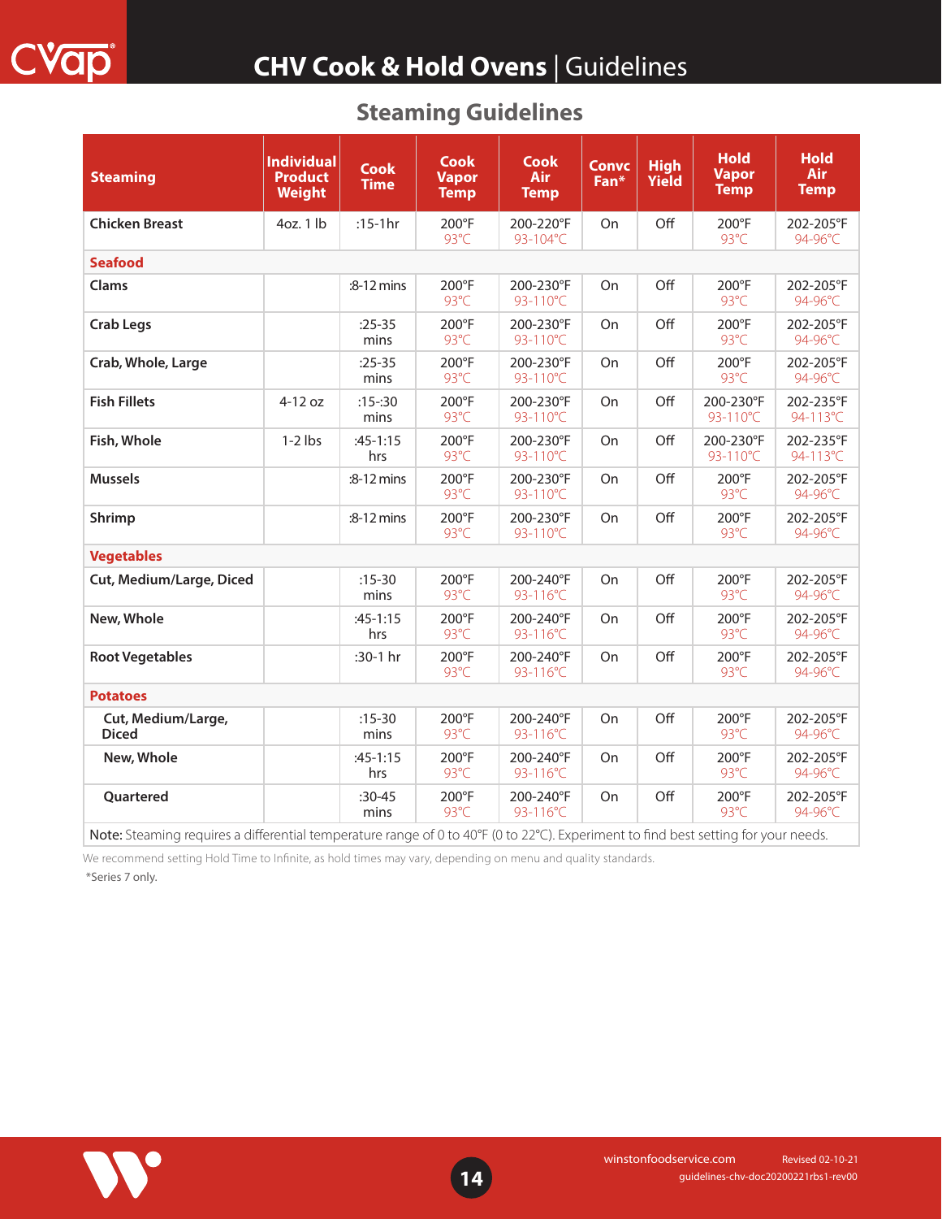## CHV Cook & Hold Ovens | Guidelines

### Steaming Guidelines

| Steaming | Individual Product Weight | Cook Time | Cook Vapor Temp | Cook Air Temp | Convc Fan* | High Yield | Hold Vapor Temp | Hold Air Temp |
|---|---|---|---|---|---|---|---|---|
| **Chicken Breast** | 4oz. 1 lb | :15-1hr | 200°F 93°C | 200-220°F 93-104°C | On | Off | 200°F 93°C | 202-205°F 94-96°C |
| **Seafood** | | | | | | | | |
| **Clams** | | :8-12 mins | 200°F 93°C | 200-230°F 93-110°C | On | Off | 200°F 93°C | 202-205°F 94-96°C |
| **Crab Legs** | | :25-35 mins | 200°F 93°C | 200-230°F 93-110°C | On | Off | 200°F 93°C | 202-205°F 94-96°C |
| **Crab, Whole, Large** | | :25-35 mins | 200°F 93°C | 200-230°F 93-110°C | On | Off | 200°F 93°C | 202-205°F 94-96°C |
| **Fish Fillets** | 4-12 oz | :15-:30 mins | 200°F 93°C | 200-230°F 93-110°C | On | Off | 200-230°F 93-110°C | 202-235°F 94-113°C |
| **Fish, Whole** | 1-2 lbs | :45-1:15 hrs | 200°F 93°C | 200-230°F 93-110°C | On | Off | 200-230°F 93-110°C | 202-235°F 94-113°C |
| **Mussels** | | :8-12 mins | 200°F 93°C | 200-230°F 93-110°C | On | Off | 200°F 93°C | 202-205°F 94-96°C |
| **Shrimp** | | :8-12 mins | 200°F 93°C | 200-230°F 93-110°C | On | Off | 200°F 93°C | 202-205°F 94-96°C |
| **Vegetables** | | | | | | | | |
| **Cut, Medium/Large, Diced** | | :15-30 mins | 200°F 93°C | 200-240°F 93-116°C | On | Off | 200°F 93°C | 202-205°F 94-96°C |
| **New, Whole** | | :45-1:15 hrs | 200°F 93°C | 200-240°F 93-116°C | On | Off | 200°F 93°C | 202-205°F 94-96°C |
| **Root Vegetables** | | :30-1 hr | 200°F 93°C | 200-240°F 93-116°C | On | Off | 200°F 93°C | 202-205°F 94-96°C |
| **Potatoes** | | | | | | | | |
| **Cut, Medium/Large, Diced** | | :15-30 mins | 200°F 93°C | 200-240°F 93-116°C | On | Off | 200°F 93°C | 202-205°F 94-96°C |
| **New, Whole** | | :45-1:15 hrs | 200°F 93°C | 200-240°F 93-116°C | On | Off | 200°F 93°C | 202-205°F 94-96°C |
| **Quartered** | | :30-45 mins | 200°F 93°C | 200-240°F 93-116°C | On | Off | 200°F 93°C | 202-205°F 94-96°C |

**Note:** Steaming requires a differential temperature range of 0 to 40°F (0 to 22°C). Experiment to find best setting for your needs.

We recommend setting Hold Time to Infinite, as hold times may vary, depending on menu and quality standards.

*Series 7 only.

winstonfoodservice.com Revised 02-10-21
guidelines-chv-doc20200221rbs1-rev00